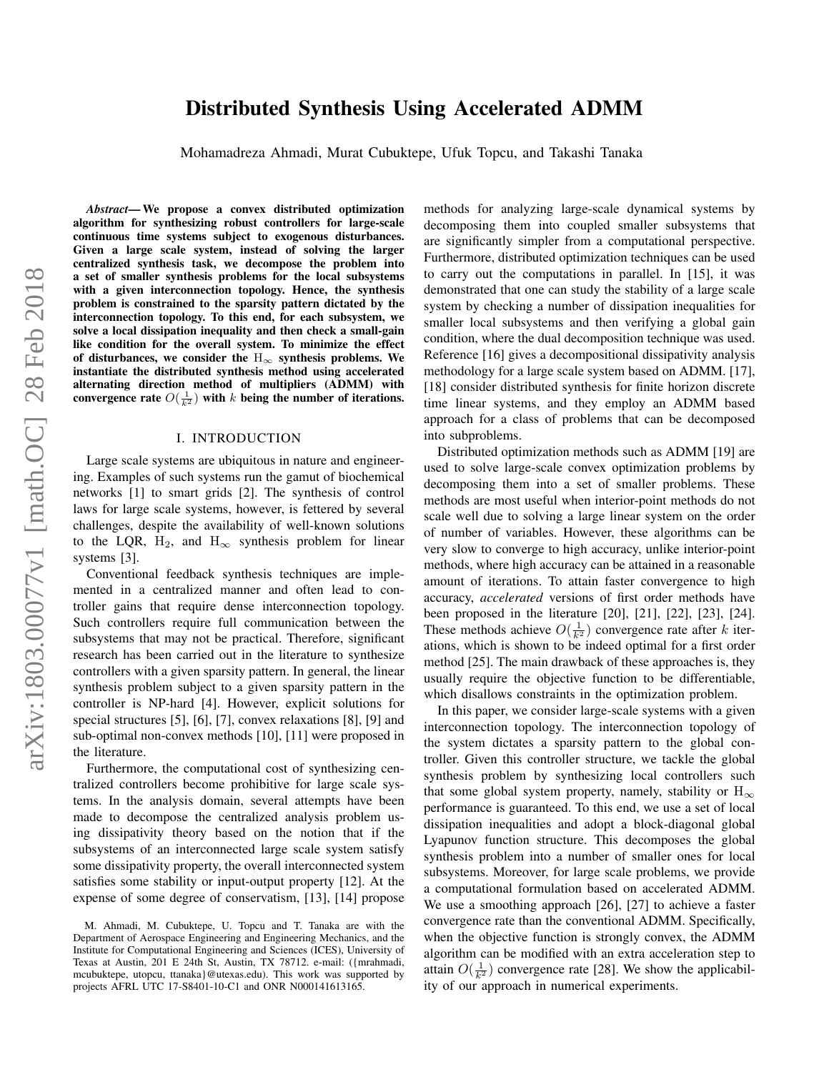# Distributed Synthesis Using Accelerated ADMM

Mohamadreza Ahmadi, Murat Cubuktepe, Ufuk Topcu, and Takashi Tanaka

***Abstract*— We propose a convex distributed optimization algorithm for synthesizing robust controllers for large-scale continuous time systems subject to exogenous disturbances. Given a large scale system, instead of solving the larger centralized synthesis task, we decompose the problem into a set of smaller synthesis problems for the local subsystems with a given interconnection topology. Hence, the synthesis problem is constrained to the sparsity pattern dictated by the interconnection topology. To this end, for each subsystem, we solve a local dissipation inequality and then check a small-gain like condition for the overall system. To minimize the effect of disturbances, we consider the $\mathrm{H}_\infty$ synthesis problems. We instantiate the distributed synthesis method using accelerated alternating direction method of multipliers (ADMM) with convergence rate $O(\frac{1}{k^2})$ with $k$ being the number of iterations.**

## I. INTRODUCTION

Large scale systems are ubiquitous in nature and engineering. Examples of such systems run the gamut of biochemical networks [1] to smart grids [2]. The synthesis of control laws for large scale systems, however, is fettered by several challenges, despite the availability of well-known solutions to the LQR, $\mathrm{H}_2$, and $\mathrm{H}_\infty$ synthesis problem for linear systems [3].

Conventional feedback synthesis techniques are implemented in a centralized manner and often lead to controller gains that require dense interconnection topology. Such controllers require full communication between the subsystems that may not be practical. Therefore, significant research has been carried out in the literature to synthesize controllers with a given sparsity pattern. In general, the linear synthesis problem subject to a given sparsity pattern in the controller is NP-hard [4]. However, explicit solutions for special structures [5], [6], [7], convex relaxations [8], [9] and sub-optimal non-convex methods [10], [11] were proposed in the literature.

Furthermore, the computational cost of synthesizing centralized controllers become prohibitive for large scale systems. In the analysis domain, several attempts have been made to decompose the centralized analysis problem using dissipativity theory based on the notion that if the subsystems of an interconnected large scale system satisfy some dissipativity property, the overall interconnected system satisfies some stability or input-output property [12]. At the expense of some degree of conservatism, [13], [14] propose methods for analyzing large-scale dynamical systems by decomposing them into coupled smaller subsystems that are significantly simpler from a computational perspective. Furthermore, distributed optimization techniques can be used to carry out the computations in parallel. In [15], it was demonstrated that one can study the stability of a large scale system by checking a number of dissipation inequalities for smaller local subsystems and then verifying a global gain condition, where the dual decomposition technique was used. Reference [16] gives a decompositional dissipativity analysis methodology for a large scale system based on ADMM. [17], [18] consider distributed synthesis for finite horizon discrete time linear systems, and they employ an ADMM based approach for a class of problems that can be decomposed into subproblems.

Distributed optimization methods such as ADMM [19] are used to solve large-scale convex optimization problems by decomposing them into a set of smaller problems. These methods are most useful when interior-point methods do not scale well due to solving a large linear system on the order of number of variables. However, these algorithms can be very slow to converge to high accuracy, unlike interior-point methods, where high accuracy can be attained in a reasonable amount of iterations. To attain faster convergence to high accuracy, *accelerated* versions of first order methods have been proposed in the literature [20], [21], [22], [23], [24]. These methods achieve $O(\frac{1}{k^2})$ convergence rate after $k$ iterations, which is shown to be indeed optimal for a first order method [25]. The main drawback of these approaches is, they usually require the objective function to be differentiable, which disallows constraints in the optimization problem.

In this paper, we consider large-scale systems with a given interconnection topology. The interconnection topology of the system dictates a sparsity pattern to the global controller. Given this controller structure, we tackle the global synthesis problem by synthesizing local controllers such that some global system property, namely, stability or $\mathrm{H}_\infty$ performance is guaranteed. To this end, we use a set of local dissipation inequalities and adopt a block-diagonal global Lyapunov function structure. This decomposes the global synthesis problem into a number of smaller ones for local subsystems. Moreover, for large scale problems, we provide a computational formulation based on accelerated ADMM. We use a smoothing approach [26], [27] to achieve a faster convergence rate than the conventional ADMM. Specifically, when the objective function is strongly convex, the ADMM algorithm can be modified with an extra acceleration step to attain $O(\frac{1}{k^2})$ convergence rate [28]. We show the applicability of our approach in numerical experiments.

M. Ahmadi, M. Cubuktepe, U. Topcu and T. Tanaka are with the Department of Aerospace Engineering and Engineering Mechanics, and the Institute for Computational Engineering and Sciences (ICES), University of Texas at Austin, 201 E 24th St, Austin, TX 78712. e-mail: ({mrahmadi, mcubuktepe, utopcu, ttanaka}@utexas.edu). This work was supported by projects AFRL UTC 17-S8401-10-C1 and ONR N000141613165.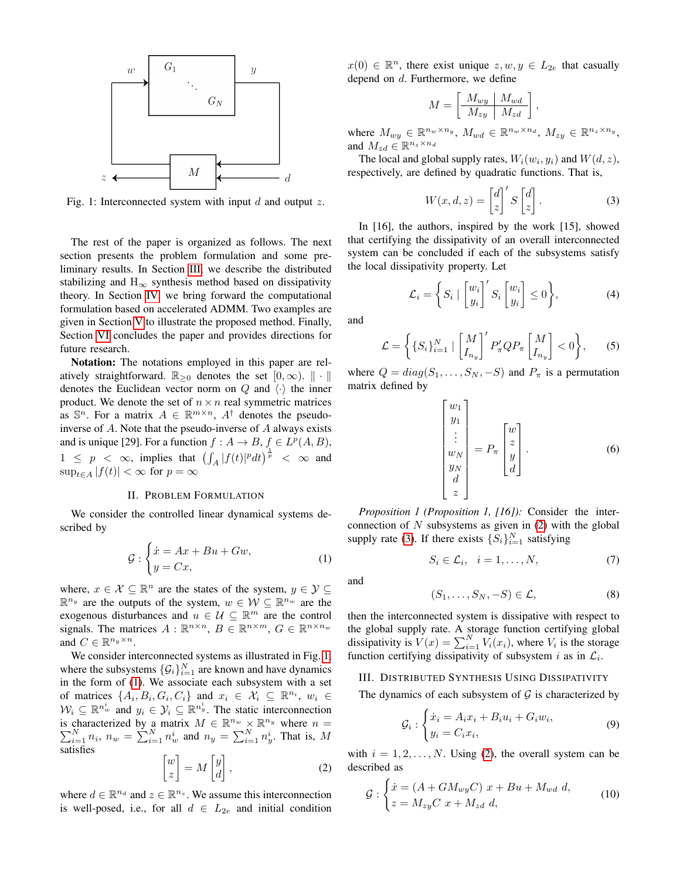Fig. 1: Interconnected system with input $d$ and output $z$.

The rest of the paper is organized as follows. The next section presents the problem formulation and some preliminary results. In Section III, we describe the distributed stabilizing and H$_\infty$ synthesis method based on dissipativity theory. In Section IV, we bring forward the computational formulation based on accelerated ADMM. Two examples are given in Section V to illustrate the proposed method. Finally, Section VI concludes the paper and provides directions for future research.

**Notation:** The notations employed in this paper are relatively straightforward. $\mathbb{R}_{\geq 0}$ denotes the set $[0, \infty)$. $\| \cdot \|$ denotes the Euclidean vector norm on $Q$ and $\langle \cdot \rangle$ the inner product. We denote the set of $n \times n$ real symmetric matrices as $\mathbb{S}^n$. For a matrix $A \in \mathbb{R}^{m \times n}$, $A^\dagger$ denotes the pseudo-inverse of $A$. Note that the pseudo-inverse of $A$ always exists and is unique [29]. For a function $f : A \to B$, $f \in L^p(A, B)$, $1 \leq p < \infty$, implies that $\left( \int_A |f(t)|^p dt \right)^{\frac{1}{p}} < \infty$ and $\sup_{t \in A} |f(t)| < \infty$ for $p = \infty$

## II. Problem Formulation

We consider the controlled linear dynamical systems described by

$$\mathcal{G} : \begin{cases} \dot{x} = Ax + Bu + Gw, \\ y = Cx, \end{cases} \tag{1}$$

where, $x \in \mathcal{X} \subseteq \mathbb{R}^n$ are the states of the system, $y \in \mathcal{Y} \subseteq \mathbb{R}^{n_y}$ are the outputs of the system, $w \in \mathcal{W} \subseteq \mathbb{R}^{n_w}$ are the exogenous disturbances and $u \in \mathcal{U} \subseteq \mathbb{R}^m$ are the control signals. The matrices $A : \mathbb{R}^{n \times n}$, $B \in \mathbb{R}^{n \times m}$, $G \in \mathbb{R}^{n \times n_w}$ and $C \in \mathbb{R}^{n_y \times n}$.

We consider interconnected systems as illustrated in Fig. 1, where the subsystems $\{\mathcal{G}_i\}_{i=1}^N$ are known and have dynamics in the form of (1). We associate each subsystem with a set of matrices $\{A_i, B_i, G_i, C_i\}$ and $x_i \in \mathcal{X}_i \subseteq \mathbb{R}^{n_i}$, $w_i \in \mathcal{W}_i \subseteq \mathbb{R}^{n_w^i}$ and $y_i \in \mathcal{Y}_i \subseteq \mathbb{R}^{n_y^i}$. The static interconnection is characterized by a matrix $M \in \mathbb{R}^{n_w} \times \mathbb{R}^{n_y}$ where $n = \sum_{i=1}^N n_i$, $n_w = \sum_{i=1}^N n_w^i$ and $n_y = \sum_{i=1}^N n_y^i$. That is, $M$ satisfies

$$\begin{bmatrix} w \\ z \end{bmatrix} = M \begin{bmatrix} y \\ d \end{bmatrix}, \tag{2}$$

where $d \in \mathbb{R}^{n_d}$ and $z \in \mathbb{R}^{n_z}$. We assume this interconnection is well-posed, i.e., for all $d \in L_{2e}$ and initial condition $x(0) \in \mathbb{R}^n$, there exist unique $z, w, y \in L_{2e}$ that casually depend on $d$. Furthermore, we define

$$M = \left[ \begin{array}{c|c} M_{wy} & M_{wd} \\ \hline M_{zy} & M_{zd} \end{array} \right],$$

where $M_{wy} \in \mathbb{R}^{n_w \times n_y}$, $M_{wd} \in \mathbb{R}^{n_w \times n_d}$, $M_{zy} \in \mathbb{R}^{n_z \times n_y}$, and $M_{zd} \in \mathbb{R}^{n_z \times n_d}$

The local and global supply rates, $W_i(w_i, y_i)$ and $W(d, z)$, respectively, are defined by quadratic functions. That is,

$$W(x, d, z) = \begin{bmatrix} d \\ z \end{bmatrix}' S \begin{bmatrix} d \\ z \end{bmatrix}. \tag{3}$$

In [16], the authors, inspired by the work [15], showed that certifying the dissipativity of an overall interconnected system can be concluded if each of the subsystems satisfy the local dissipativity property. Let

$$\mathcal{L}_i = \left\{ S_i \mid \begin{bmatrix} w_i \\ y_i \end{bmatrix}' S_i \begin{bmatrix} w_i \\ y_i \end{bmatrix} \leq 0 \right\}, \tag{4}$$

and

$$\mathcal{L} = \left\{ \{S_i\}_{i=1}^N \mid \begin{bmatrix} M \\ I_{n_y} \end{bmatrix}' P_\pi' Q P_\pi \begin{bmatrix} M \\ I_{n_y} \end{bmatrix} < 0 \right\}, \tag{5}$$

where $Q = diag(S_1, \ldots, S_N, -S)$ and $P_\pi$ is a permutation matrix defined by

$$\begin{bmatrix} w_1 \\ y_1 \\ \vdots \\ w_N \\ y_N \\ d \\ z \end{bmatrix} = P_\pi \begin{bmatrix} w \\ z \\ y \\ d \end{bmatrix}. \tag{6}$$

*Proposition 1 (Proposition 1, [16]):* Consider the interconnection of $N$ subsystems as given in (2) with the global supply rate (3). If there exists $\{S_i\}_{i=1}^N$ satisfying

$$S_i \in \mathcal{L}_i, \quad i = 1, \ldots, N, \tag{7}$$

and

$$(S_1, \ldots, S_N, -S) \in \mathcal{L}, \tag{8}$$

then the interconnected system is dissipative with respect to the global supply rate. A storage function certifying global dissipativity is $V(x) = \sum_{i=1}^N V_i(x_i)$, where $V_i$ is the storage function certifying dissipativity of subsystem $i$ as in $\mathcal{L}_i$.

## III. Distributed Synthesis Using Dissipativity

The dynamics of each subsystem of $\mathcal{G}$ is characterized by

$$\mathcal{G}_i : \begin{cases} \dot{x}_i = A_i x_i + B_i u_i + G_i w_i, \\ y_i = C_i x_i, \end{cases} \tag{9}$$

with $i = 1, 2, \ldots, N$. Using (2), the overall system can be described as

$$\mathcal{G} : \begin{cases} \dot{x} = (A + G M_{wy} C) \ x + Bu + M_{wd} \ d, \\ z = M_{zy} C \ x + M_{zd} \ d, \end{cases} \tag{10}$$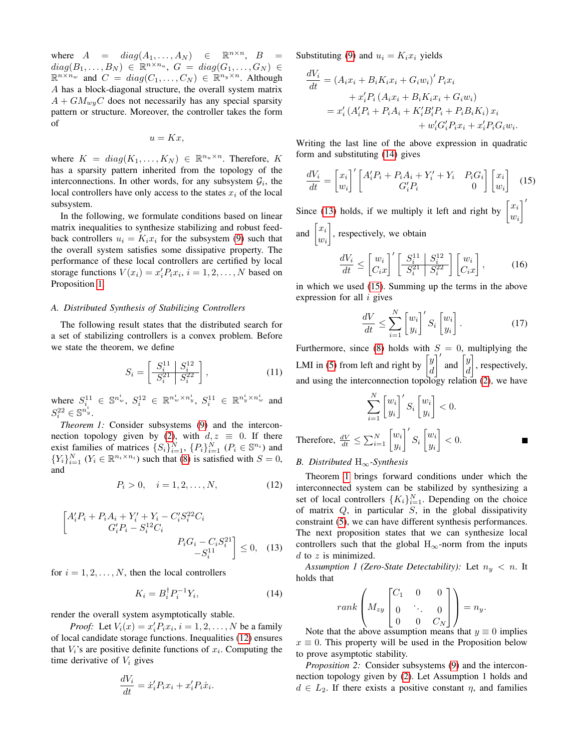where $A = diag(A_1, \ldots, A_N) \in \mathbb{R}^{n \times n}$, $B = diag(B_1, \ldots, B_N) \in \mathbb{R}^{n \times n_u}$, $G = diag(G_1, \ldots, G_N) \in \mathbb{R}^{n \times n_w}$ and $C = diag(C_1, \ldots, C_N) \in \mathbb{R}^{n_y \times n}$. Although $A$ has a block-diagonal structure, the overall system matrix $A + GM_{wy}C$ does not necessarily has any special sparsity pattern or structure. Moreover, the controller takes the form of

$$u = Kx,$$

where $K = diag(K_1, \ldots, K_N) \in \mathbb{R}^{n_u \times n}$. Therefore, $K$ has a sparsity pattern inherited from the topology of the interconnections. In other words, for any subsystem $\mathcal{G}_i$, the local controllers have only access to the states $x_i$ of the local subsystem.

In the following, we formulate conditions based on linear matrix inequalities to synthesize stabilizing and robust feedback controllers $u_i = K_i x_i$ for the subsystem (9) such that the overall system satisfies some dissipative property. The performance of these local controllers are certified by local storage functions $V(x_i) = x_i' P_i x_i$, $i = 1, 2, \ldots, N$ based on Proposition 1.

### A. Distributed Synthesis of Stabilizing Controllers

The following result states that the distributed search for a set of stabilizing controllers is a convex problem. Before we state the theorem, we define

$$S_i = \left[ \begin{array}{c|c} S_i^{11} & S_i^{12} \\ \hline S_i^{21} & S_i^{22} \end{array} \right], \tag{11}$$

where $S_i^{11} \in \mathbb{S}^{n_w^i}$, $S_i^{12} \in \mathbb{R}^{n_w^i \times n_y^i}$, $S_i^{11} \in \mathbb{R}^{n_y^i \times n_w^i}$ and $S_i^{22} \in \mathbb{S}^{n_y^i}$.

*Theorem 1:* Consider subsystems (9) and the interconnection topology given by (2), with $d, z \equiv 0$. If there exist families of matrices $\{S_i\}_{i=1}^N$, $\{P_i\}_{i=1}^N$ ($P_i \in \mathbb{S}^{n_i}$) and $\{Y_i\}_{i=1}^N$ ($Y_i \in \mathbb{R}^{n_i \times n_i}$) such that (8) is satisfied with $S = 0$, and

$$P_i > 0, \quad i = 1, 2, \ldots, N, \tag{12}$$

$$\begin{bmatrix} A_i' P_i + P_i A_i + Y_i' + Y_i - C_i' S_i^{22} C_i & P_i G_i - C_i S_i^{21} \\ G_i' P_i - S_i^{12} C_i & -S_i^{11} \end{bmatrix} \leq 0, \tag{13}$$

for $i = 1, 2, \ldots, N$, then the local controllers

$$K_i = B_i^{\dagger} P_i^{-1} Y_i, \tag{14}$$

render the overall system asymptotically stable.

*Proof:* Let $V_i(x) = x_i' P_i x_i$, $i = 1, 2, \ldots, N$ be a family of local candidate storage functions. Inequalities (12) ensures that $V_i$'s are positive definite functions of $x_i$. Computing the time derivative of $V_i$ gives

$$\frac{dV_i}{dt} = \dot{x}_i' P_i x_i + x_i' P_i \dot{x}_i.$$

Substituting (9) and $u_i = K_i x_i$ yields

$$\begin{aligned} \frac{dV_i}{dt} &= (A_i x_i + B_i K_i x_i + G_i w_i)' P_i x_i \\ &\quad + x_i' P_i (A_i x_i + B_i K_i x_i + G_i w_i) \\ &= x_i' (A_i' P_i + P_i A_i + K_i' B_i' P_i + P_i B_i K_i) x_i \\ &\quad + w_i' G_i' P_i x_i + x_i' P_i G_i w_i. \end{aligned}$$

Writing the last line of the above expression in quadratic form and substituting (14) gives

$$\frac{dV_i}{dt} = \begin{bmatrix} x_i \\ w_i \end{bmatrix}' \begin{bmatrix} A_i' P_i + P_i A_i + Y_i' + Y_i & P_i G_i \\ G_i' P_i & 0 \end{bmatrix} \begin{bmatrix} x_i \\ w_i \end{bmatrix} \tag{15}$$

Since (13) holds, if we multiply it left and right by $\begin{bmatrix} x_i \\ w_i \end{bmatrix}'$ and $\begin{bmatrix} x_i \\ w_i \end{bmatrix}$, respectively, we obtain

$$\frac{dV_i}{dt} \leq \begin{bmatrix} w_i \\ C_i x \end{bmatrix}' \left[ \begin{array}{c|c} S_i^{11} & S_i^{12} \\ \hline S_i^{21} & S_i^{22} \end{array} \right] \begin{bmatrix} w_i \\ C_i x \end{bmatrix}, \tag{16}$$

in which we used (15). Summing up the terms in the above expression for all $i$ gives

$$\frac{dV}{dt} \leq \sum_{i=1}^N \begin{bmatrix} w_i \\ y_i \end{bmatrix}' S_i \begin{bmatrix} w_i \\ y_i \end{bmatrix}. \tag{17}$$

Furthermore, since (8) holds with $S = 0$, multiplying the LMI in (5) from left and right by $\begin{bmatrix} y \\ d \end{bmatrix}'$ and $\begin{bmatrix} y \\ d \end{bmatrix}$, respectively, and using the interconnection topology relation (2), we have

$$\sum_{i=1}^N \begin{bmatrix} w_i \\ y_i \end{bmatrix}' S_i \begin{bmatrix} w_i \\ y_i \end{bmatrix} < 0.$$

Therefore, $\frac{dV}{dt} \leq \sum_{i=1}^N \begin{bmatrix} w_i \\ y_i \end{bmatrix}' S_i \begin{bmatrix} w_i \\ y_i \end{bmatrix} < 0.$ ■

### B. Distributed $\mathrm{H}_\infty$-Synthesis

Theorem 1 brings forward conditions under which the interconnected system can be stabilized by synthesizing a set of local controllers $\{K_i\}_{i=1}^N$. Depending on the choice of matrix $Q$, in particular $S$, in the global dissipativity constraint (5), we can have different synthesis performances. The next proposition states that we can synthesize local controllers such that the global $\mathrm{H}_\infty$-norm from the inputs $d$ to $z$ is minimized.

*Assumption 1 (Zero-State Detectability):* Let $n_y < n$. It holds that

$$rank \left( M_{zy} \begin{bmatrix} C_1 & 0 & 0 \\ 0 & \ddots & 0 \\ 0 & 0 & C_N \end{bmatrix} \right) = n_y.$$

Note that the above assumption means that $y \equiv 0$ implies $x \equiv 0$. This property will be used in the Proposition below to prove asymptotic stability.

*Proposition 2:* Consider subsystems (9) and the interconnection topology given by (2). Let Assumption 1 holds and $d \in L_2$. If there exists a positive constant $\eta$, and families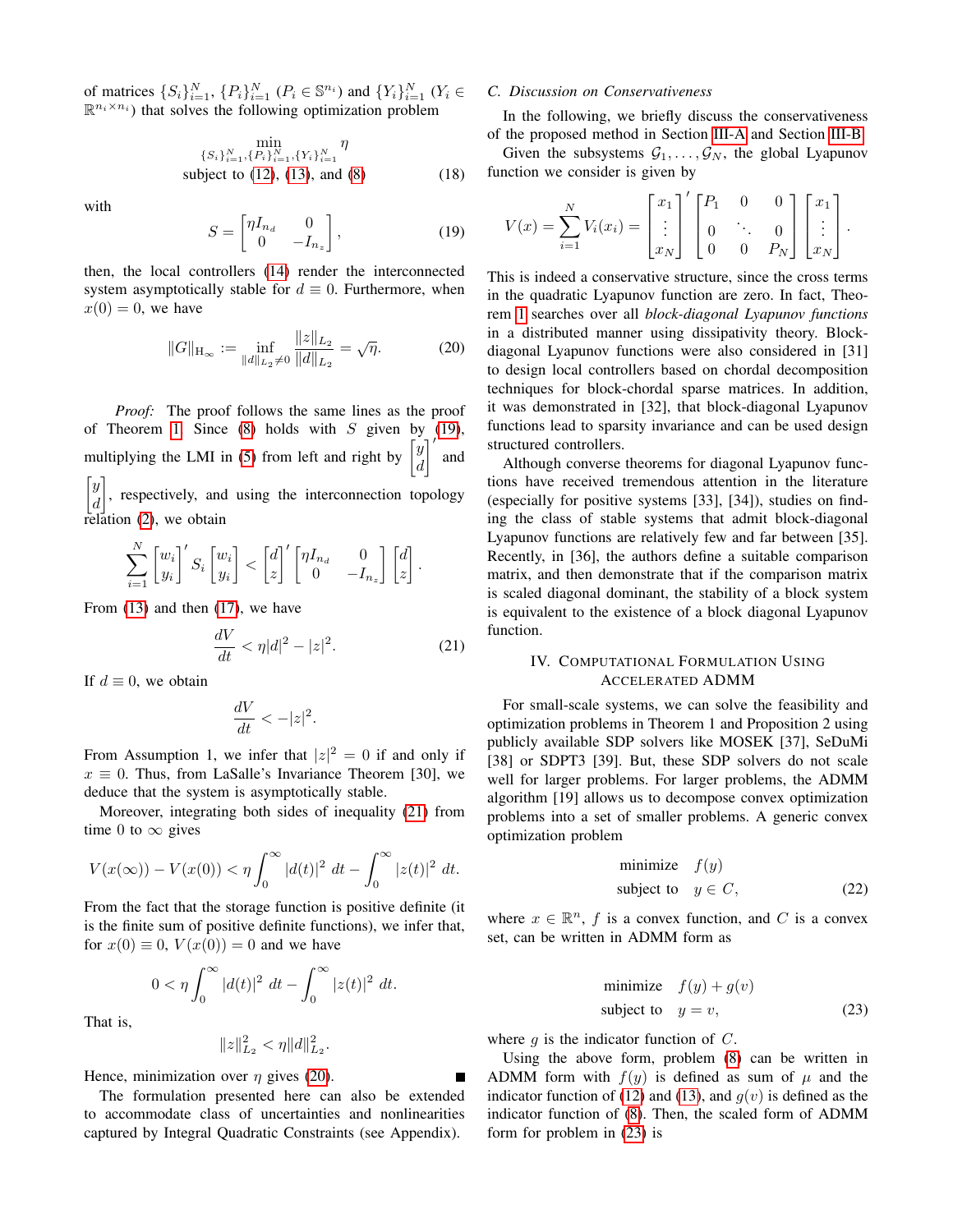of matrices $\{S_i\}_{i=1}^N$, $\{P_i\}_{i=1}^N$ ($P_i \in \mathbb{S}^{n_i}$) and $\{Y_i\}_{i=1}^N$ ($Y_i \in \mathbb{R}^{n_i \times n_i}$) that solves the following optimization problem

$$\min_{\{S_i\}_{i=1}^N, \{P_i\}_{i=1}^N, \{Y_i\}_{i=1}^N} \eta$$
$$\text{subject to (12), (13), and (8)} \tag{18}$$

with

$$S = \begin{bmatrix} \eta I_{n_d} & 0 \\ 0 & -I_{n_z} \end{bmatrix}, \tag{19}$$

then, the local controllers (14) render the interconnected system asymptotically stable for $d \equiv 0$. Furthermore, when $x(0) = 0$, we have

$$\|G\|_{\mathrm{H}_\infty} := \inf_{\|d\|_{L_2} \neq 0} \frac{\|z\|_{L_2}}{\|d\|_{L_2}} = \sqrt{\eta}. \tag{20}$$

*Proof:* The proof follows the same lines as the proof of Theorem 1. Since (8) holds with $S$ given by (19), multiplying the LMI in (5) from left and right by $\begin{bmatrix} y \\ d \end{bmatrix}'$ and $\begin{bmatrix} y \\ d \end{bmatrix}$, respectively, and using the interconnection topology relation (2), we obtain

$$\sum_{i=1}^N \begin{bmatrix} w_i \\ y_i \end{bmatrix}' S_i \begin{bmatrix} w_i \\ y_i \end{bmatrix} < \begin{bmatrix} d \\ z \end{bmatrix}' \begin{bmatrix} \eta I_{n_d} & 0 \\ 0 & -I_{n_z} \end{bmatrix} \begin{bmatrix} d \\ z \end{bmatrix}.$$

From (13) and then (17), we have

$$\frac{dV}{dt} < \eta |d|^2 - |z|^2. \tag{21}$$

If $d \equiv 0$, we obtain

$$\frac{dV}{dt} < -|z|^2.$$

From Assumption 1, we infer that $|z|^2 = 0$ if and only if $x \equiv 0$. Thus, from LaSalle's Invariance Theorem [30], we deduce that the system is asymptotically stable.

Moreover, integrating both sides of inequality (21) from time 0 to $\infty$ gives

$$V(x(\infty)) - V(x(0)) < \eta \int_0^\infty |d(t)|^2 \, dt - \int_0^\infty |z(t)|^2 \, dt.$$

From the fact that the storage function is positive definite (it is the finite sum of positive definite functions), we infer that, for $x(0) \equiv 0$, $V(x(0)) = 0$ and we have

$$0 < \eta \int_0^\infty |d(t)|^2 \, dt - \int_0^\infty |z(t)|^2 \, dt.$$

That is,

$$\|z\|_{L_2}^2 < \eta \|d\|_{L_2}^2.$$

Hence, minimization over $\eta$ gives (20). ∎

The formulation presented here can also be extended to accommodate class of uncertainties and nonlinearities captured by Integral Quadratic Constraints (see Appendix).

### C. Discussion on Conservativeness

In the following, we briefly discuss the conservativeness of the proposed method in Section III-A and Section III-B.

Given the subsystems $\mathcal{G}_1, \ldots, \mathcal{G}_N$, the global Lyapunov function we consider is given by

$$V(x) = \sum_{i=1}^N V_i(x_i) = \begin{bmatrix} x_1 \\ \vdots \\ x_N \end{bmatrix}' \begin{bmatrix} P_1 & 0 & 0 \\ 0 & \ddots & 0 \\ 0 & 0 & P_N \end{bmatrix} \begin{bmatrix} x_1 \\ \vdots \\ x_N \end{bmatrix}.$$

This is indeed a conservative structure, since the cross terms in the quadratic Lyapunov function are zero. In fact, Theorem 1 searches over all *block-diagonal Lyapunov functions* in a distributed manner using dissipativity theory. Block-diagonal Lyapunov functions were also considered in [31] to design local controllers based on chordal decomposition techniques for block-chordal sparse matrices. In addition, it was demonstrated in [32], that block-diagonal Lyapunov functions lead to sparsity invariance and can be used design structured controllers.

Although converse theorems for diagonal Lyapunov functions have received tremendous attention in the literature (especially for positive systems [33], [34]), studies on finding the class of stable systems that admit block-diagonal Lyapunov functions are relatively few and far between [35]. Recently, in [36], the authors define a suitable comparison matrix, and then demonstrate that if the comparison matrix is scaled diagonal dominant, the stability of a block system is equivalent to the existence of a block diagonal Lyapunov function.

## IV. Computational Formulation Using Accelerated ADMM

For small-scale systems, we can solve the feasibility and optimization problems in Theorem 1 and Proposition 2 using publicly available SDP solvers like MOSEK [37], SeDuMi [38] or SDPT3 [39]. But, these SDP solvers do not scale well for larger problems. For larger problems, the ADMM algorithm [19] allows us to decompose convex optimization problems into a set of smaller problems. A generic convex optimization problem

$$\begin{aligned} &\text{minimize} \quad f(y) \\ &\text{subject to} \quad y \in C, \end{aligned} \tag{22}$$

where $x \in \mathbb{R}^n$, $f$ is a convex function, and $C$ is a convex set, can be written in ADMM form as

$$\begin{aligned} &\text{minimize} \quad f(y) + g(v) \\ &\text{subject to} \quad y = v, \end{aligned} \tag{23}$$

where $g$ is the indicator function of $C$.

Using the above form, problem (8) can be written in ADMM form with $f(y)$ is defined as sum of $\mu$ and the indicator function of (12) and (13), and $g(v)$ is defined as the indicator function of (8). Then, the scaled form of ADMM form for problem in (23) is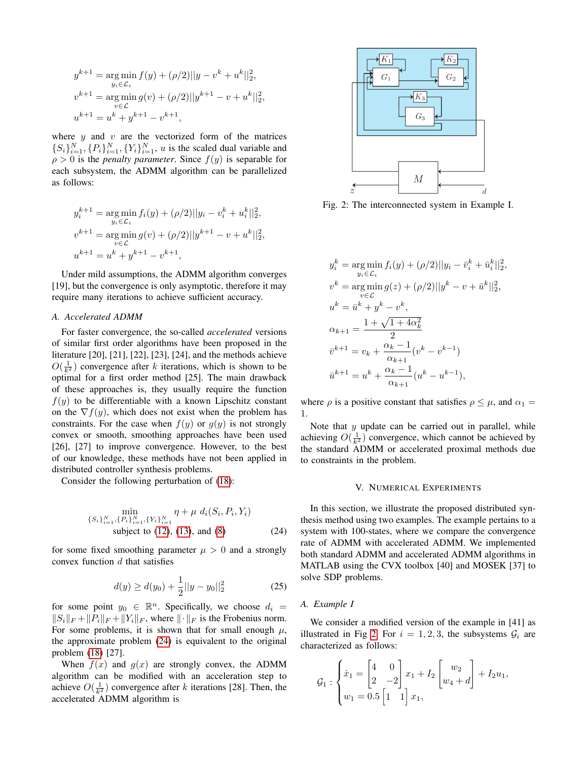$$
\begin{aligned}
y^{k+1} &= \underset{y_i \in \mathcal{L}_i}{\arg\min}\, f(y) + (\rho/2)||y - v^k + u^k||_2^2, \\
v^{k+1} &= \underset{v \in \mathcal{L}}{\arg\min}\, g(v) + (\rho/2)||y^{k+1} - v + u^k||_2^2, \\
u^{k+1} &= u^k + y^{k+1} - v^{k+1},
\end{aligned}
$$

where $y$ and $v$ are the vectorized form of the matrices $\{S_i\}_{i=1}^N, \{P_i\}_{i=1}^N, \{Y_i\}_{i=1}^N$, $u$ is the scaled dual variable and $\rho > 0$ is the *penalty parameter*. Since $f(y)$ is separable for each subsystem, the ADMM algorithm can be parallelized as follows:

$$
\begin{aligned}
y_i^{k+1} &= \underset{y_i \in \mathcal{L}_i}{\arg\min}\, f_i(y) + (\rho/2)||y_i - v_i^k + u_i^k||_2^2, \\
v^{k+1} &= \underset{v \in \mathcal{L}}{\arg\min}\, g(v) + (\rho/2)||y^{k+1} - v + u^k||_2^2, \\
u^{k+1} &= u^k + y^{k+1} - v^{k+1},
\end{aligned}
$$

Under mild assumptions, the ADMM algorithm converges [19], but the convergence is only asymptotic, therefore it may require many iterations to achieve sufficient accuracy.

### A. Accelerated ADMM

For faster convergence, the so-called *accelerated* versions of similar first order algorithms have been proposed in the literature [20], [21], [22], [23], [24], and the methods achieve $O(\frac{1}{k^2})$ convergence after $k$ iterations, which is shown to be optimal for a first order method [25]. The main drawback of these approaches is, they usually require the function $f(y)$ to be differentiable with a known Lipschitz constant on the $\nabla f(y)$, which does not exist when the problem has constraints. For the case when $f(y)$ or $g(y)$ is not strongly convex or smooth, smoothing approaches have been used [26], [27] to improve convergence. However, to the best of our knowledge, these methods have not been applied in distributed controller synthesis problems.

Consider the following perturbation of (18):

$$
\begin{aligned}
\min_{\{S_i\}_{i=1}^N, \{P_i\}_{i=1}^N, \{Y_i\}_{i=1}^N} \quad & \eta + \mu\ d_i(S_i, P_i, Y_i) \\
\text{subject to } & (12), (13), \text{ and } (8)
\end{aligned} \tag{24}
$$

for some fixed smoothing parameter $\mu > 0$ and a strongly convex function $d$ that satisfies

$$
d(y) \geq d(y_0) + \frac{1}{2}||y - y_0||_2^2 \tag{25}
$$

for some point $y_0 \in \mathbb{R}^n$. Specifically, we choose $d_i = \|S_i\|_F + \|P_i\|_F + \|Y_i\|_F$, where $\|\cdot\|_F$ is the Frobenius norm. For some problems, it is shown that for small enough $\mu$, the approximate problem (24) is equivalent to the original problem (18) [27].

When $f(x)$ and $g(x)$ are strongly convex, the ADMM algorithm can be modified with an acceleration step to achieve $O(\frac{1}{k^2})$ convergence after $k$ iterations [28]. Then, the accelerated ADMM algorithm is

Fig. 2: The interconnected system in Example I.

$$
\begin{aligned}
y_i^k &= \underset{y_i \in \mathcal{L}_i}{\arg\min}\, f_i(y) + (\rho/2)||y_i - \bar{v}_i^k + \bar{u}_i^k||_2^2, \\
v^k &= \underset{v \in \mathcal{L}}{\arg\min}\, g(z) + (\rho/2)||y^k - v + \bar{u}^k||_2^2, \\
u^k &= \bar{u}^k + y^k - v^k, \\
\alpha_{k+1} &= \frac{1 + \sqrt{1 + 4\alpha_k^2}}{2} \\
\bar{v}^{k+1} &= v_k + \frac{\alpha_k - 1}{\alpha_{k+1}}(v^k - v^{k-1}) \\
\bar{u}^{k+1} &= u^k + \frac{\alpha_k - 1}{\alpha_{k+1}}(u^k - u^{k-1}),
\end{aligned}
$$

where $\rho$ is a positive constant that satisfies $\rho \leq \mu$, and $\alpha_1 = 1$.

Note that $y$ update can be carried out in parallel, while achieving $O(\frac{1}{k^2})$ convergence, which cannot be achieved by the standard ADMM or accelerated proximal methods due to constraints in the problem.

## V. Numerical Experiments

In this section, we illustrate the proposed distributed synthesis method using two examples. The example pertains to a system with 100-states, where we compare the convergence rate of ADMM with accelerated ADMM. We implemented both standard ADMM and accelerated ADMM algorithms in MATLAB using the CVX toolbox [40] and MOSEK [37] to solve SDP problems.

### A. Example I

We consider a modified version of the example in [41] as illustrated in Fig 2. For $i = 1, 2, 3$, the subsystems $\mathcal{G}_i$ are characterized as follows:

$$
\mathcal{G}_1 : \begin{cases} \dot{x}_1 = \begin{bmatrix} 4 & 0 \\ 2 & -2 \end{bmatrix} x_1 + I_2 \begin{bmatrix} w_2 \\ w_4 + d \end{bmatrix} + I_2 u_1, \\ w_1 = 0.5 \begin{bmatrix} 1 & 1 \end{bmatrix} x_1, \end{cases}
$$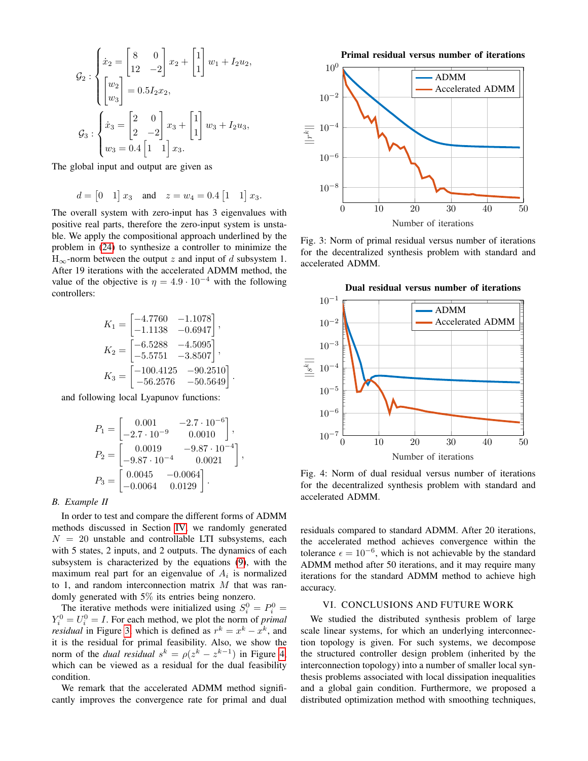$$\mathcal{G}_2 : \begin{cases} \dot{x}_2 = \begin{bmatrix} 8 & 0 \\ 12 & -2 \end{bmatrix} x_2 + \begin{bmatrix} 1 \\ 1 \end{bmatrix} w_1 + I_2 u_2, \\ \begin{bmatrix} w_2 \\ w_3 \end{bmatrix} = 0.5 I_2 x_2, \end{cases}$$

$$\mathcal{G}_3 : \begin{cases} \dot{x}_3 = \begin{bmatrix} 2 & 0 \\ 2 & -2 \end{bmatrix} x_3 + \begin{bmatrix} 1 \\ 1 \end{bmatrix} w_3 + I_2 u_3, \\ w_3 = 0.4 \begin{bmatrix} 1 & 1 \end{bmatrix} x_3. \end{cases}$$

The global input and output are given as

$$d = \begin{bmatrix} 0 & 1 \end{bmatrix} x_3 \quad \text{and} \quad z = w_4 = 0.4 \begin{bmatrix} 1 & 1 \end{bmatrix} x_3.$$

The overall system with zero-input has 3 eigenvalues with positive real parts, therefore the zero-input system is unstable. We apply the compositional approach underlined by the problem in (24) to synthesize a controller to minimize the $\mathrm{H}_\infty$-norm between the output $z$ and input of $d$ subsystem 1. After 19 iterations with the accelerated ADMM method, the value of the objective is $\eta = 4.9 \cdot 10^{-4}$ with the following controllers:

$$K_1 = \begin{bmatrix} -4.7760 & -1.1078 \\ -1.1138 & -0.6947 \end{bmatrix},$$
$$K_2 = \begin{bmatrix} -6.5288 & -4.5095 \\ -5.5751 & -3.8507 \end{bmatrix},$$
$$K_3 = \begin{bmatrix} -100.4125 & -90.2510 \\ -56.2576 & -50.5649 \end{bmatrix}.$$

and following local Lyapunov functions:

$$P_1 = \begin{bmatrix} 0.001 & -2.7 \cdot 10^{-6} \\ -2.7 \cdot 10^{-9} & 0.0010 \end{bmatrix},$$
$$P_2 = \begin{bmatrix} 0.0019 & -9.87 \cdot 10^{-4} \\ -9.87 \cdot 10^{-4} & 0.0021 \end{bmatrix},$$
$$P_3 = \begin{bmatrix} 0.0045 & -0.0064 \\ -0.0064 & 0.0129 \end{bmatrix}.$$

### B. Example II

In order to test and compare the different forms of ADMM methods discussed in Section IV, we randomly generated $N = 20$ unstable and controllable LTI subsystems, each with 5 states, 2 inputs, and 2 outputs. The dynamics of each subsystem is characterized by the equations (9), with the maximum real part for an eigenvalue of $A_i$ is normalized to 1, and random interconnection matrix $M$ that was randomly generated with 5% its entries being nonzero.

The iterative methods were initialized using $S_i^0 = P_i^0 = Y_i^0 = U_i^0 = I$. For each method, we plot the norm of *primal residual* in Figure 3, which is defined as $r^k = x^k - x^k$, and it is the residual for primal feasibility. Also, we show the norm of the *dual residual* $s^k = \rho(z^k - z^{k-1})$ in Figure 4, which can be viewed as a residual for the dual feasibility condition.

We remark that the accelerated ADMM method significantly improves the convergence rate for primal and dual residuals compared to standard ADMM. After 20 iterations, the accelerated method achieves convergence within the tolerance $\epsilon = 10^{-6}$, which is not achievable by the standard ADMM method after 50 iterations, and it may require many iterations for the standard ADMM method to achieve high accuracy.

Fig. 3: Norm of primal residual versus number of iterations for the decentralized synthesis problem with standard and accelerated ADMM.

Fig. 4: Norm of dual residual versus number of iterations for the decentralized synthesis problem with standard and accelerated ADMM.

## VI. CONCLUSIONS AND FUTURE WORK

We studied the distributed synthesis problem of large scale linear systems, for which an underlying interconnection topology is given. For such systems, we decompose the structured controller design problem (inherited by the interconnection topology) into a number of smaller local synthesis problems associated with local dissipation inequalities and a global gain condition. Furthermore, we proposed a distributed optimization method with smoothing techniques,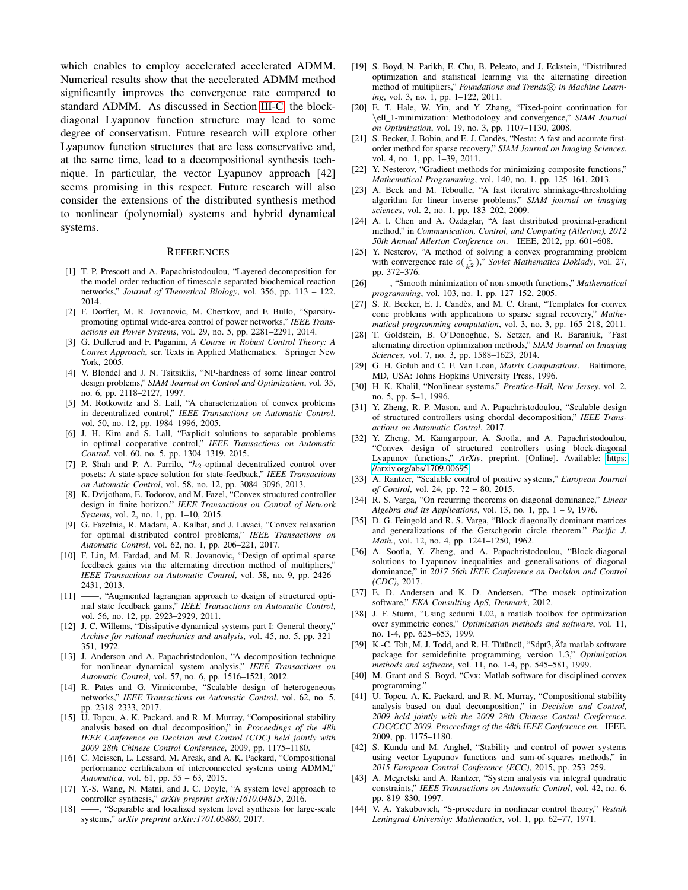which enables to employ accelerated accelerated ADMM. Numerical results show that the accelerated ADMM method significantly improves the convergence rate compared to standard ADMM. As discussed in Section III-C, the block-diagonal Lyapunov function structure may lead to some degree of conservatism. Future research will explore other Lyapunov function structures that are less conservative and, at the same time, lead to a decompositional synthesis technique. In particular, the vector Lyapunov approach [42] seems promising in this respect. Future research will also consider the extensions of the distributed synthesis method to nonlinear (polynomial) systems and hybrid dynamical systems.

## References

[1] T. P. Prescott and A. Papachristodoulou, "Layered decomposition for the model order reduction of timescale separated biochemical reaction networks," *Journal of Theoretical Biology*, vol. 356, pp. 113 – 122, 2014.

[2] F. Dorfler, M. R. Jovanovic, M. Chertkov, and F. Bullo, "Sparsity-promoting optimal wide-area control of power networks," *IEEE Transactions on Power Systems*, vol. 29, no. 5, pp. 2281–2291, 2014.

[3] G. Dullerud and F. Paganini, *A Course in Robust Control Theory: A Convex Approach*, ser. Texts in Applied Mathematics. Springer New York, 2005.

[4] V. Blondel and J. N. Tsitsiklis, "NP-hardness of some linear control design problems," *SIAM Journal on Control and Optimization*, vol. 35, no. 6, pp. 2118–2127, 1997.

[5] M. Rotkowitz and S. Lall, "A characterization of convex problems in decentralized control," *IEEE Transactions on Automatic Control*, vol. 50, no. 12, pp. 1984–1996, 2005.

[6] J. H. Kim and S. Lall, "Explicit solutions to separable problems in optimal cooperative control," *IEEE Transactions on Automatic Control*, vol. 60, no. 5, pp. 1304–1319, 2015.

[7] P. Shah and P. A. Parrilo, "$h_2$-optimal decentralized control over posets: A state-space solution for state-feedback," *IEEE Transactions on Automatic Control*, vol. 58, no. 12, pp. 3084–3096, 2013.

[8] K. Dvijotham, E. Todorov, and M. Fazel, "Convex structured controller design in finite horizon," *IEEE Transactions on Control of Network Systems*, vol. 2, no. 1, pp. 1–10, 2015.

[9] G. Fazelnia, R. Madani, A. Kalbat, and J. Lavaei, "Convex relaxation for optimal distributed control problems," *IEEE Transactions on Automatic Control*, vol. 62, no. 1, pp. 206–221, 2017.

[10] F. Lin, M. Fardad, and M. R. Jovanovic, "Design of optimal sparse feedback gains via the alternating direction method of multipliers," *IEEE Transactions on Automatic Control*, vol. 58, no. 9, pp. 2426–2431, 2013.

[11] ——, "Augmented lagrangian approach to design of structured optimal state feedback gains," *IEEE Transactions on Automatic Control*, vol. 56, no. 12, pp. 2923–2929, 2011.

[12] J. C. Willems, "Dissipative dynamical systems part I: General theory," *Archive for rational mechanics and analysis*, vol. 45, no. 5, pp. 321–351, 1972.

[13] J. Anderson and A. Papachristodoulou, "A decomposition technique for nonlinear dynamical system analysis," *IEEE Transactions on Automatic Control*, vol. 57, no. 6, pp. 1516–1521, 2012.

[14] R. Pates and G. Vinnicombe, "Scalable design of heterogeneous networks," *IEEE Transactions on Automatic Control*, vol. 62, no. 5, pp. 2318–2333, 2017.

[15] U. Topcu, A. K. Packard, and R. M. Murray, "Compositional stability analysis based on dual decomposition," in *Proceedings of the 48h IEEE Conference on Decision and Control (CDC) held jointly with 2009 28th Chinese Control Conference*, 2009, pp. 1175–1180.

[16] C. Meissen, L. Lessard, M. Arcak, and A. K. Packard, "Compositional performance certification of interconnected systems using ADMM," *Automatica*, vol. 61, pp. 55 – 63, 2015.

[17] Y.-S. Wang, N. Matni, and J. C. Doyle, "A system level approach to controller synthesis," *arXiv preprint arXiv:1610.04815*, 2016.

[18] ——, "Separable and localized system level synthesis for large-scale systems," *arXiv preprint arXiv:1701.05880*, 2017.

[19] S. Boyd, N. Parikh, E. Chu, B. Peleato, and J. Eckstein, "Distributed optimization and statistical learning via the alternating direction method of multipliers," *Foundations and Trends® in Machine Learning*, vol. 3, no. 1, pp. 1–122, 2011.

[20] E. T. Hale, W. Yin, and Y. Zhang, "Fixed-point continuation for \ell_1-minimization: Methodology and convergence," *SIAM Journal on Optimization*, vol. 19, no. 3, pp. 1107–1130, 2008.

[21] S. Becker, J. Bobin, and E. J. Candès, "Nesta: A fast and accurate first-order method for sparse recovery," *SIAM Journal on Imaging Sciences*, vol. 4, no. 1, pp. 1–39, 2011.

[22] Y. Nesterov, "Gradient methods for minimizing composite functions," *Mathematical Programming*, vol. 140, no. 1, pp. 125–161, 2013.

[23] A. Beck and M. Teboulle, "A fast iterative shrinkage-thresholding algorithm for linear inverse problems," *SIAM journal on imaging sciences*, vol. 2, no. 1, pp. 183–202, 2009.

[24] A. I. Chen and A. Ozdaglar, "A fast distributed proximal-gradient method," in *Communication, Control, and Computing (Allerton), 2012 50th Annual Allerton Conference on*. IEEE, 2012, pp. 601–608.

[25] Y. Nesterov, "A method of solving a convex programming problem with convergence rate $o(\frac{1}{k^2})$," *Soviet Mathematics Doklady*, vol. 27, pp. 372–376.

[26] ——, "Smooth minimization of non-smooth functions," *Mathematical programming*, vol. 103, no. 1, pp. 127–152, 2005.

[27] S. R. Becker, E. J. Candès, and M. C. Grant, "Templates for convex cone problems with applications to sparse signal recovery," *Mathematical programming computation*, vol. 3, no. 3, pp. 165–218, 2011.

[28] T. Goldstein, B. O'Donoghue, S. Setzer, and R. Baraniuk, "Fast alternating direction optimization methods," *SIAM Journal on Imaging Sciences*, vol. 7, no. 3, pp. 1588–1623, 2014.

[29] G. H. Golub and C. F. Van Loan, *Matrix Computations*. Baltimore, MD, USA: Johns Hopkins University Press, 1996.

[30] H. K. Khalil, "Nonlinear systems," *Prentice-Hall, New Jersey*, vol. 2, no. 5, pp. 5–1, 1996.

[31] Y. Zheng, R. P. Mason, and A. Papachristodoulou, "Scalable design of structured controllers using chordal decomposition," *IEEE Transactions on Automatic Control*, 2017.

[32] Y. Zheng, M. Kamgarpour, A. Sootla, and A. Papachristodoulou, "Convex design of structured controllers using block-diagonal Lyapunov functions," *ArXiv*, preprint. [Online]. Available: https://arxiv.org/abs/1709.00695

[33] A. Rantzer, "Scalable control of positive systems," *European Journal of Control*, vol. 24, pp. 72 – 80, 2015.

[34] R. S. Varga, "On recurring theorems on diagonal dominance," *Linear Algebra and its Applications*, vol. 13, no. 1, pp. 1 – 9, 1976.

[35] D. G. Feingold and R. S. Varga, "Block diagonally dominant matrices and generalizations of the Gerschgorin circle theorem." *Pacific J. Math.*, vol. 12, no. 4, pp. 1241–1250, 1962.

[36] A. Sootla, Y. Zheng, and A. Papachristodoulou, "Block-diagonal solutions to Lyapunov inequalities and generalisations of diagonal dominance," in *2017 56th IEEE Conference on Decision and Control (CDC)*, 2017.

[37] E. D. Andersen and K. D. Andersen, "The mosek optimization software," *EKA Consulting ApS, Denmark*, 2012.

[38] J. F. Sturm, "Using sedumi 1.02, a matlab toolbox for optimization over symmetric cones," *Optimization methods and software*, vol. 11, no. 1-4, pp. 625–653, 1999.

[39] K.-C. Toh, M. J. Todd, and R. H. Tütüncü, "Sdpt3,Äîa matlab software package for semidefinite programming, version 1.3," *Optimization methods and software*, vol. 11, no. 1-4, pp. 545–581, 1999.

[40] M. Grant and S. Boyd, "Cvx: Matlab software for disciplined convex programming."

[41] U. Topcu, A. K. Packard, and R. M. Murray, "Compositional stability analysis based on dual decomposition," in *Decision and Control, 2009 held jointly with the 2009 28th Chinese Control Conference. CDC/CCC 2009. Proceedings of the 48th IEEE Conference on*. IEEE, 2009, pp. 1175–1180.

[42] S. Kundu and M. Anghel, "Stability and control of power systems using vector Lyapunov functions and sum-of-squares methods," in *2015 European Control Conference (ECC)*, 2015, pp. 253–259.

[43] A. Megretski and A. Rantzer, "System analysis via integral quadratic constraints," *IEEE Transactions on Automatic Control*, vol. 42, no. 6, pp. 819–830, 1997.

[44] V. A. Yakubovich, "S-procedure in nonlinear control theory," *Vestnik Leningrad University: Mathematics*, vol. 1, pp. 62–77, 1971.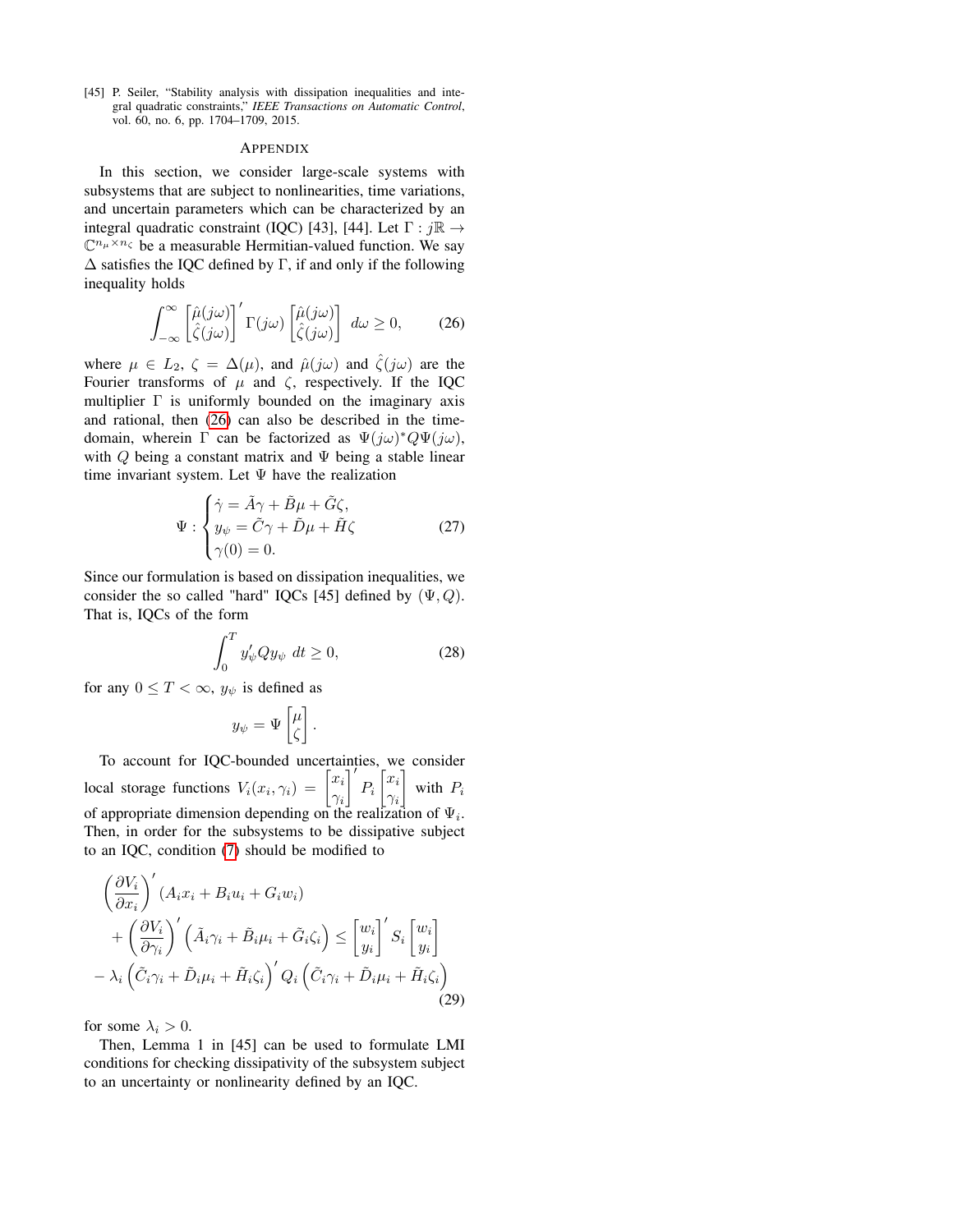[45] P. Seiler, "Stability analysis with dissipation inequalities and integral quadratic constraints," *IEEE Transactions on Automatic Control*, vol. 60, no. 6, pp. 1704–1709, 2015.

## APPENDIX

In this section, we consider large-scale systems with subsystems that are subject to nonlinearities, time variations, and uncertain parameters which can be characterized by an integral quadratic constraint (IQC) [43], [44]. Let $\Gamma : j\mathbb{R} \to \mathbb{C}^{n_\mu \times n_\zeta}$ be a measurable Hermitian-valued function. We say $\Delta$ satisfies the IQC defined by $\Gamma$, if and only if the following inequality holds

$$\int_{-\infty}^{\infty} \begin{bmatrix} \hat{\mu}(j\omega) \\ \hat{\zeta}(j\omega) \end{bmatrix}' \Gamma(j\omega) \begin{bmatrix} \hat{\mu}(j\omega) \\ \hat{\zeta}(j\omega) \end{bmatrix} \, d\omega \geq 0, \tag{26}$$

where $\mu \in L_2$, $\zeta = \Delta(\mu)$, and $\hat{\mu}(j\omega)$ and $\hat{\zeta}(j\omega)$ are the Fourier transforms of $\mu$ and $\zeta$, respectively. If the IQC multiplier $\Gamma$ is uniformly bounded on the imaginary axis and rational, then (26) can also be described in the time-domain, wherein $\Gamma$ can be factorized as $\Psi(j\omega)^* Q \Psi(j\omega)$, with $Q$ being a constant matrix and $\Psi$ being a stable linear time invariant system. Let $\Psi$ have the realization

$$\Psi : \begin{cases} \dot{\gamma} = \tilde{A}\gamma + \tilde{B}\mu + \tilde{G}\zeta, \\ y_\psi = \tilde{C}\gamma + \tilde{D}\mu + \tilde{H}\zeta \\ \gamma(0) = 0. \end{cases} \tag{27}$$

Since our formulation is based on dissipation inequalities, we consider the so called "hard" IQCs [45] defined by $(\Psi, Q)$. That is, IQCs of the form

$$\int_0^T y_\psi' Q y_\psi \, dt \geq 0, \tag{28}$$

for any $0 \leq T < \infty$, $y_\psi$ is defined as

$$y_\psi = \Psi \begin{bmatrix} \mu \\ \zeta \end{bmatrix}.$$

To account for IQC-bounded uncertainties, we consider local storage functions $V_i(x_i, \gamma_i) = \begin{bmatrix} x_i \\ \gamma_i \end{bmatrix}' P_i \begin{bmatrix} x_i \\ \gamma_i \end{bmatrix}$ with $P_i$ of appropriate dimension depending on the realization of $\Psi_i$. Then, in order for the subsystems to be dissipative subject to an IQC, condition (7) should be modified to

$$\begin{aligned} &\left(\frac{\partial V_i}{\partial x_i}\right)' (A_i x_i + B_i u_i + G_i w_i) \\ &\quad + \left(\frac{\partial V_i}{\partial \gamma_i}\right)' \left(\tilde{A}_i \gamma_i + \tilde{B}_i \mu_i + \tilde{G}_i \zeta_i\right) \leq \begin{bmatrix} w_i \\ y_i \end{bmatrix}' S_i \begin{bmatrix} w_i \\ y_i \end{bmatrix} \\ &- \lambda_i \left(\tilde{C}_i \gamma_i + \tilde{D}_i \mu_i + \tilde{H}_i \zeta_i\right)' Q_i \left(\tilde{C}_i \gamma_i + \tilde{D}_i \mu_i + \tilde{H}_i \zeta_i\right) \end{aligned} \tag{29}$$

for some $\lambda_i > 0$.

Then, Lemma 1 in [45] can be used to formulate LMI conditions for checking dissipativity of the subsystem subject to an uncertainty or nonlinearity defined by an IQC.